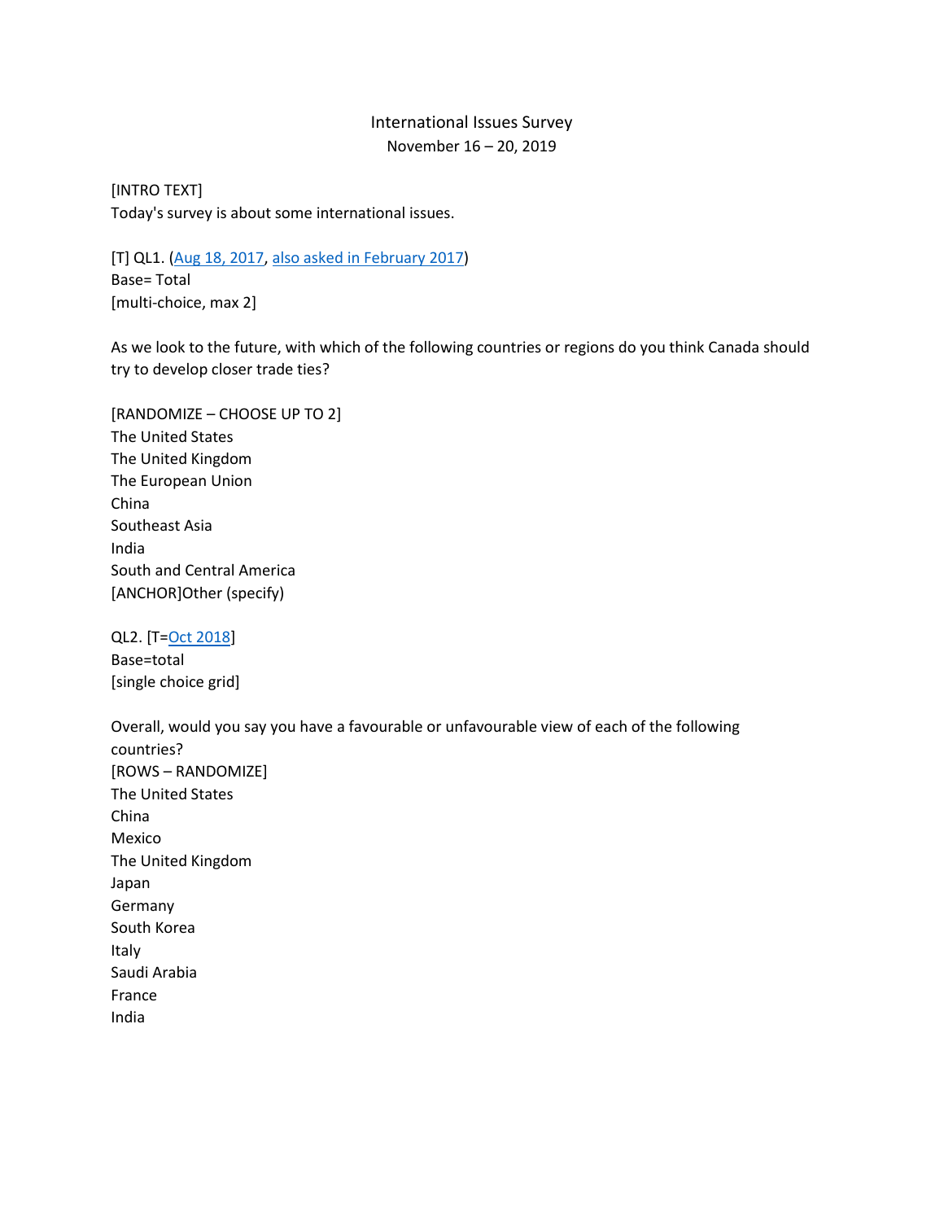International Issues Survey

November 16 – 20, 2019

[INTRO TEXT]

Today's survey is about some international issues.

[T] QL1. (Aug 18, 2017, also asked in February 2017)

Base= Total

[multi-choice, max 2]

As we look to the future, with which of the following countries or regions do you think Canada should try to develop closer trade ties?

[RANDOMIZE – CHOOSE UP TO 2]

The United States

The United Kingdom

The European Union

China

Southeast Asia

India

South and Central America

[ANCHOR]Other (specify)

QL2. [T=Oct 2018]

Base=total

[single choice grid]

Overall, would you say you have a favourable or unfavourable view of each of the following countries?

[ROWS – RANDOMIZE]

The United States

China

Mexico

The United Kingdom

Japan

Germany

South Korea

Italy

Saudi Arabia

France

India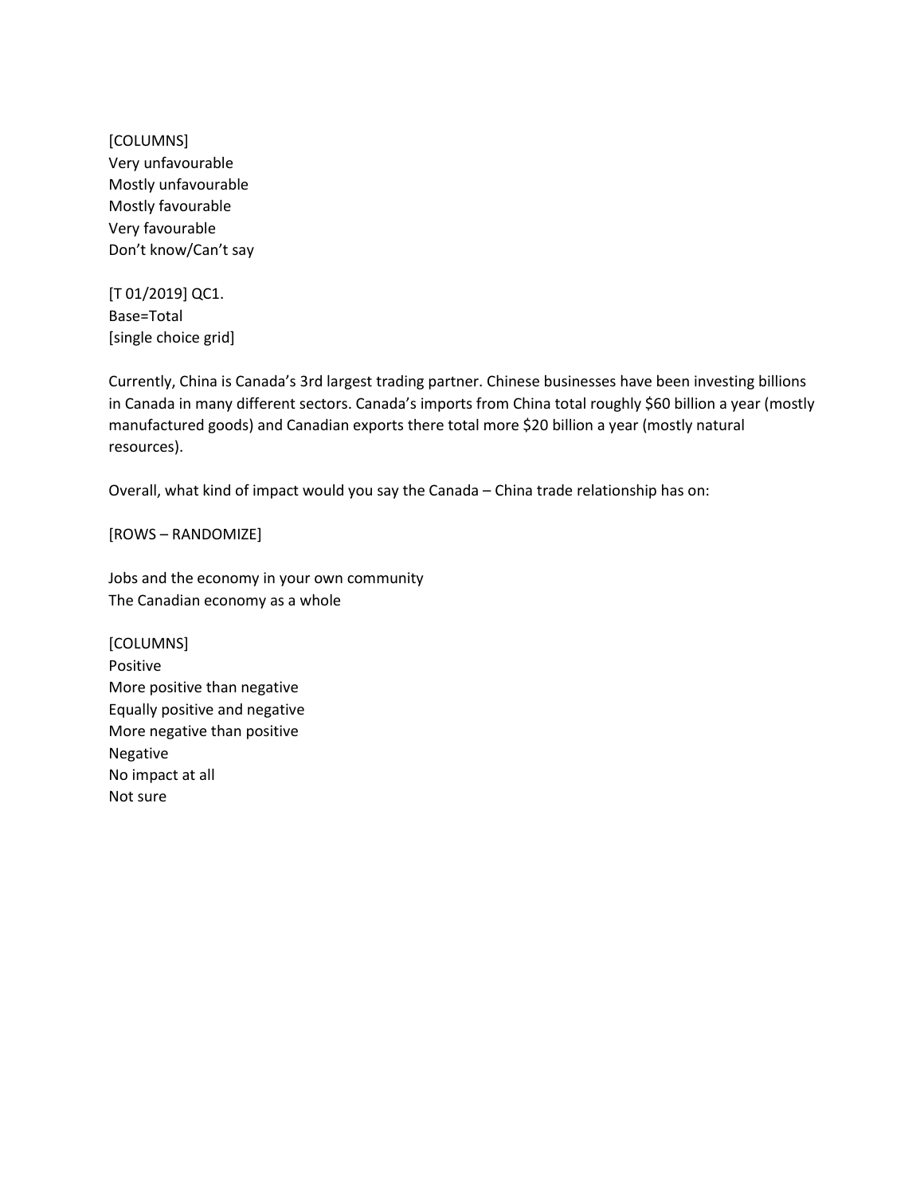[COLUMNS]
Very unfavourable
Mostly unfavourable
Mostly favourable
Very favourable
Don't know/Can't say

[T 01/2019] QC1.
Base=Total
[single choice grid]

Currently, China is Canada's 3rd largest trading partner. Chinese businesses have been investing billions in Canada in many different sectors. Canada's imports from China total roughly $60 billion a year (mostly manufactured goods) and Canadian exports there total more $20 billion a year (mostly natural resources).

Overall, what kind of impact would you say the Canada – China trade relationship has on:

[ROWS – RANDOMIZE]

Jobs and the economy in your own community
The Canadian economy as a whole

[COLUMNS]
Positive
More positive than negative
Equally positive and negative
More negative than positive
Negative
No impact at all
Not sure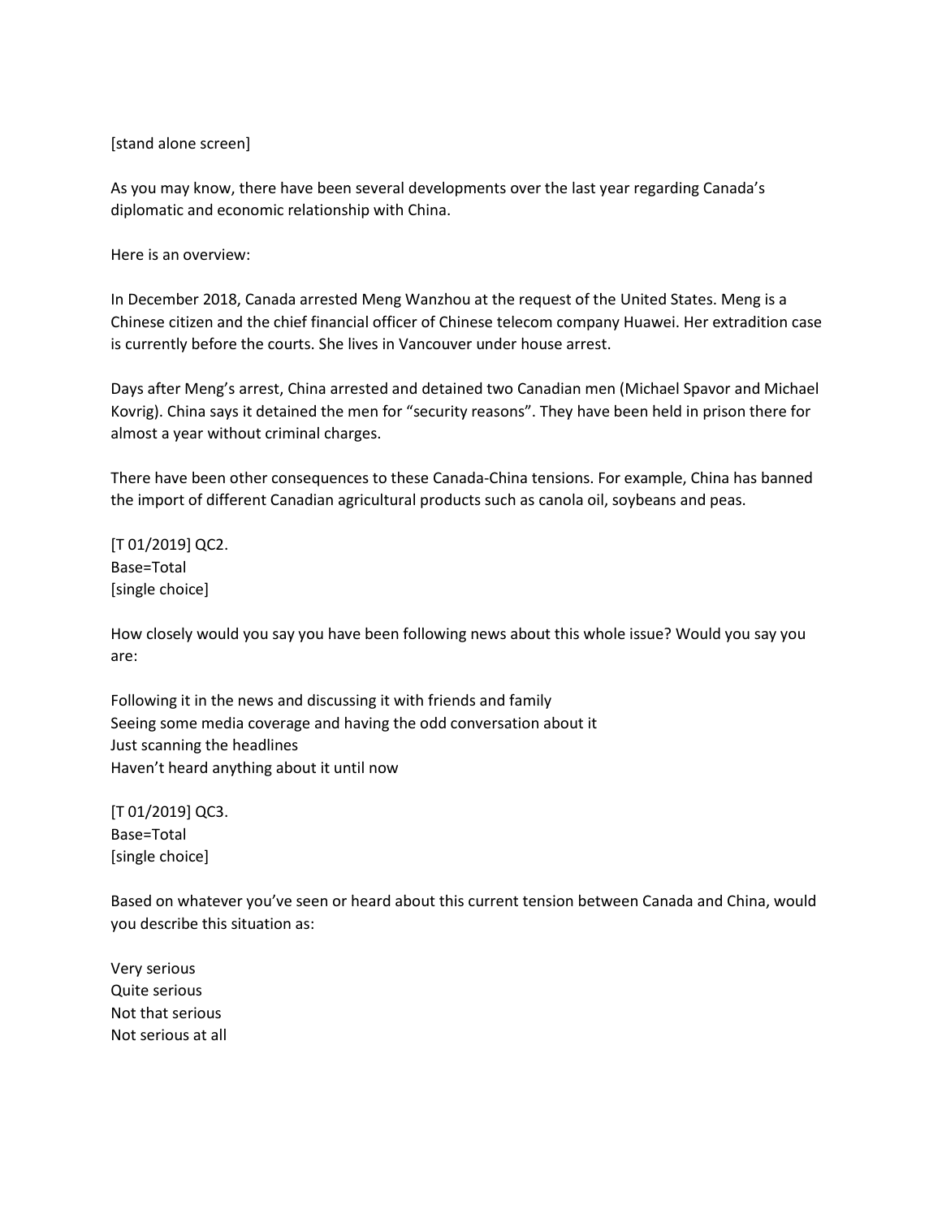[stand alone screen]

As you may know, there have been several developments over the last year regarding Canada's diplomatic and economic relationship with China.

Here is an overview:

In December 2018, Canada arrested Meng Wanzhou at the request of the United States. Meng is a Chinese citizen and the chief financial officer of Chinese telecom company Huawei. Her extradition case is currently before the courts. She lives in Vancouver under house arrest.

Days after Meng's arrest, China arrested and detained two Canadian men (Michael Spavor and Michael Kovrig). China says it detained the men for "security reasons". They have been held in prison there for almost a year without criminal charges.

There have been other consequences to these Canada-China tensions. For example, China has banned the import of different Canadian agricultural products such as canola oil, soybeans and peas.

[T 01/2019] QC2.
Base=Total
[single choice]

How closely would you say you have been following news about this whole issue? Would you say you are:

Following it in the news and discussing it with friends and family
Seeing some media coverage and having the odd conversation about it
Just scanning the headlines
Haven't heard anything about it until now

[T 01/2019] QC3.
Base=Total
[single choice]

Based on whatever you've seen or heard about this current tension between Canada and China, would you describe this situation as:

Very serious
Quite serious
Not that serious
Not serious at all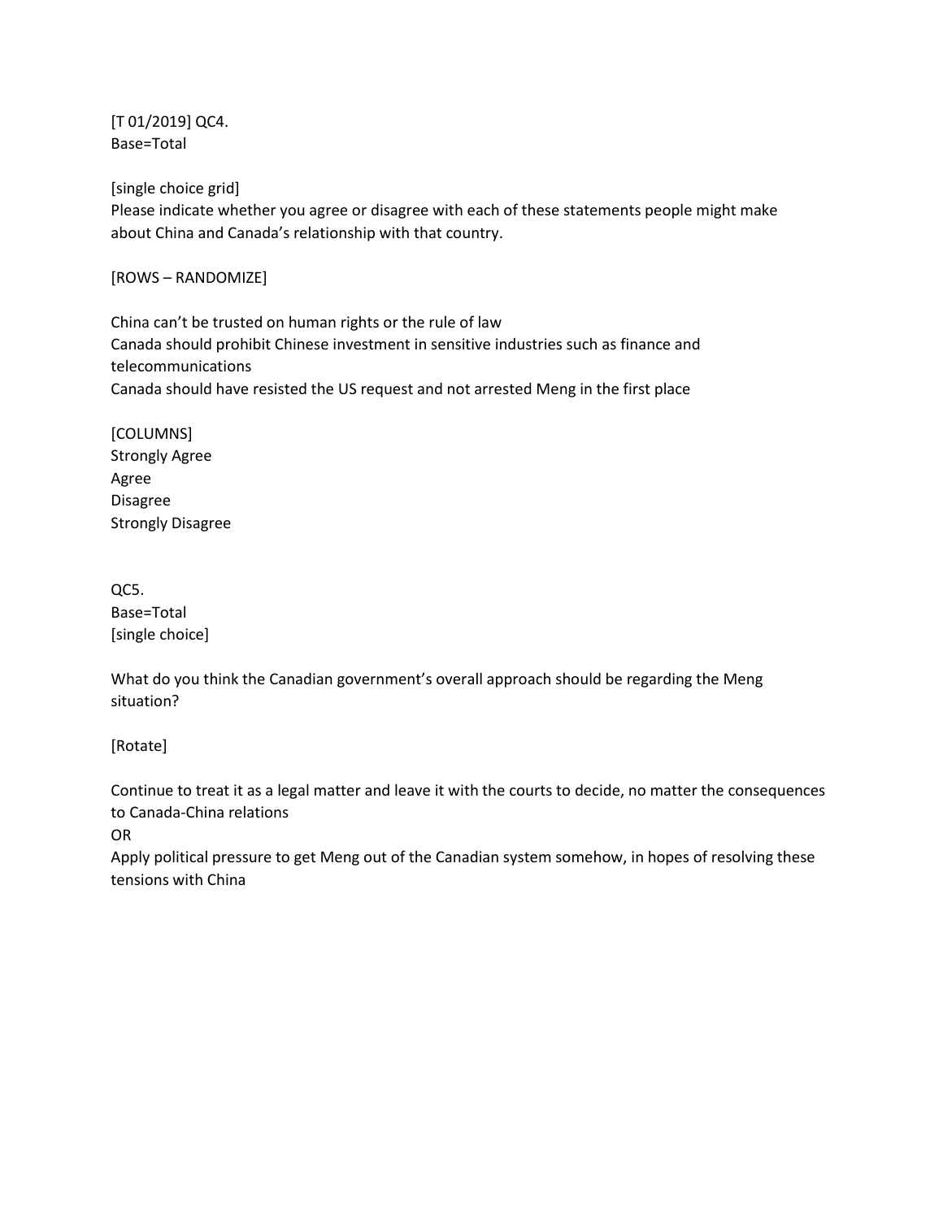[T 01/2019] QC4.
Base=Total

[single choice grid]
Please indicate whether you agree or disagree with each of these statements people might make about China and Canada's relationship with that country.

[ROWS – RANDOMIZE]

China can't be trusted on human rights or the rule of law
Canada should prohibit Chinese investment in sensitive industries such as finance and telecommunications
Canada should have resisted the US request and not arrested Meng in the first place

[COLUMNS]
Strongly Agree
Agree
Disagree
Strongly Disagree

QC5.
Base=Total
[single choice]

What do you think the Canadian government's overall approach should be regarding the Meng situation?

[Rotate]

Continue to treat it as a legal matter and leave it with the courts to decide, no matter the consequences to Canada-China relations
OR
Apply political pressure to get Meng out of the Canadian system somehow, in hopes of resolving these tensions with China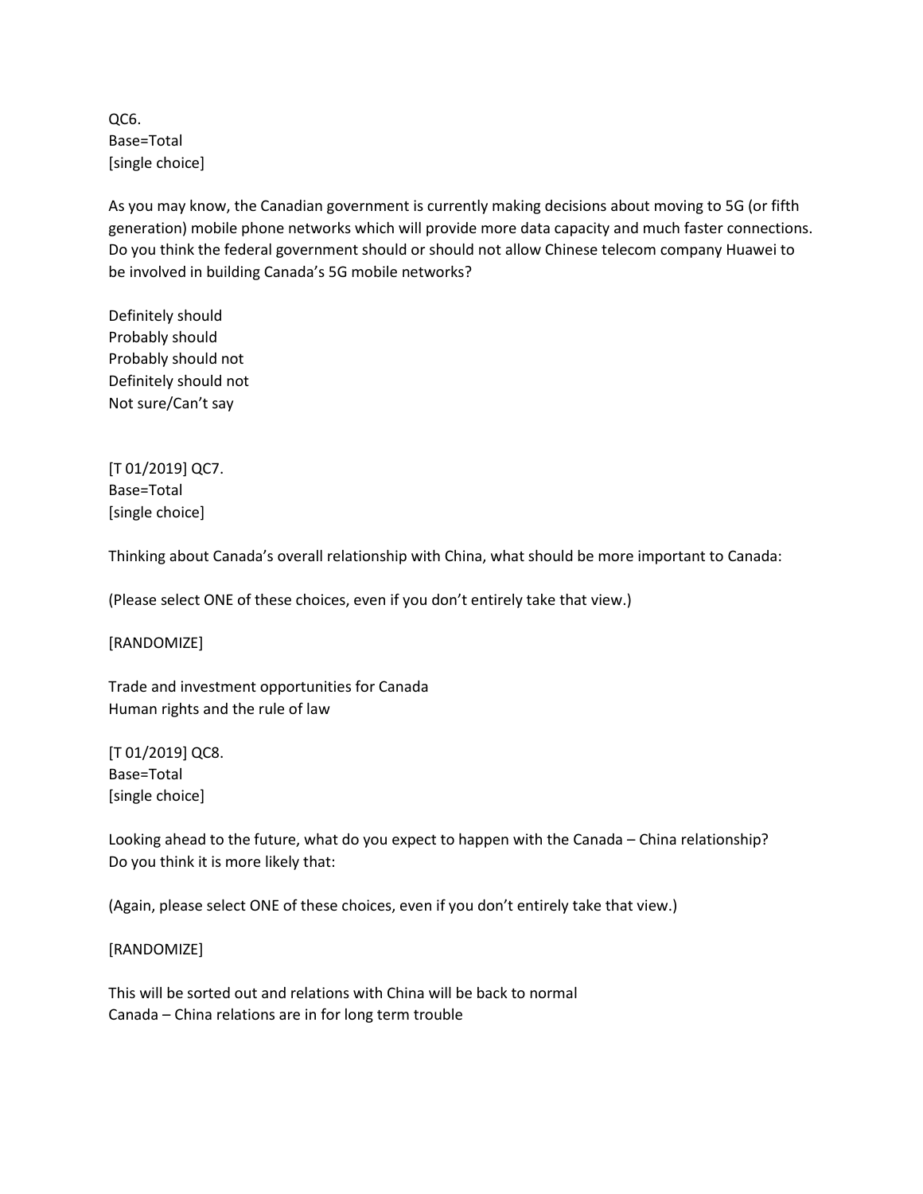QC6.
Base=Total
[single choice]

As you may know, the Canadian government is currently making decisions about moving to 5G (or fifth generation) mobile phone networks which will provide more data capacity and much faster connections. Do you think the federal government should or should not allow Chinese telecom company Huawei to be involved in building Canada's 5G mobile networks?

Definitely should
Probably should
Probably should not
Definitely should not
Not sure/Can't say

[T 01/2019] QC7.
Base=Total
[single choice]

Thinking about Canada's overall relationship with China, what should be more important to Canada:

(Please select ONE of these choices, even if you don't entirely take that view.)

[RANDOMIZE]

Trade and investment opportunities for Canada
Human rights and the rule of law

[T 01/2019] QC8.
Base=Total
[single choice]

Looking ahead to the future, what do you expect to happen with the Canada – China relationship? Do you think it is more likely that:

(Again, please select ONE of these choices, even if you don't entirely take that view.)

[RANDOMIZE]

This will be sorted out and relations with China will be back to normal
Canada – China relations are in for long term trouble